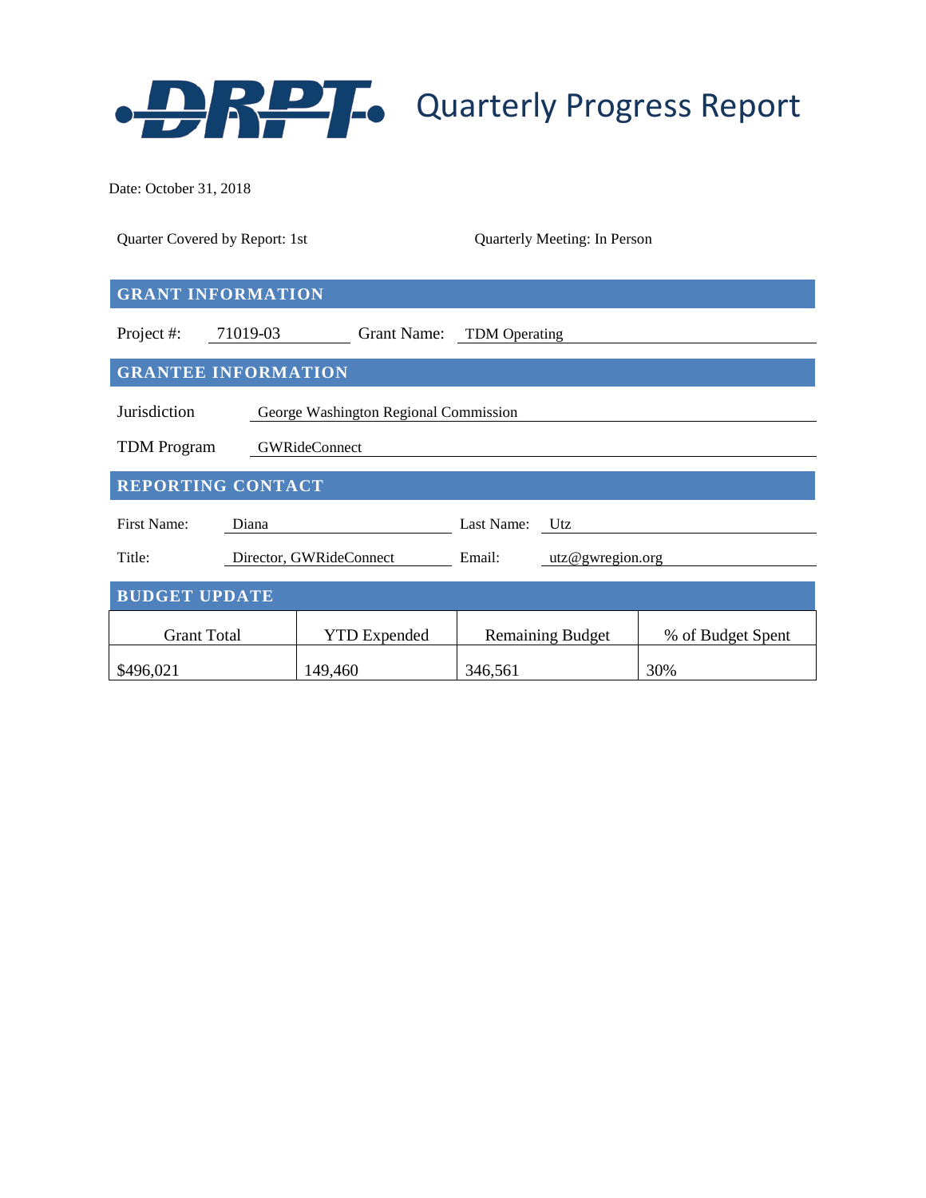# DRPT Quarterly Progress Report

Date: October 31, 2018

Quarter Covered by Report: 1st

Quarterly Meeting: In Person

## GRANT INFORMATION

Project #: 71019-03

Grant Name: TDM Operating

## GRANTEE INFORMATION

Jurisdiction: George Washington Regional Commission

TDM Program: GWRideConnect

## REPORTING CONTACT

First Name: Diana

Last Name: Utz

Title: Director, GWRideConnect

Email: utz@gwregion.org

## BUDGET UPDATE

| Grant Total | YTD Expended | Remaining Budget | % of Budget Spent |
|---|---|---|---|
| $496,021 | 149,460 | 346,561 | 30% |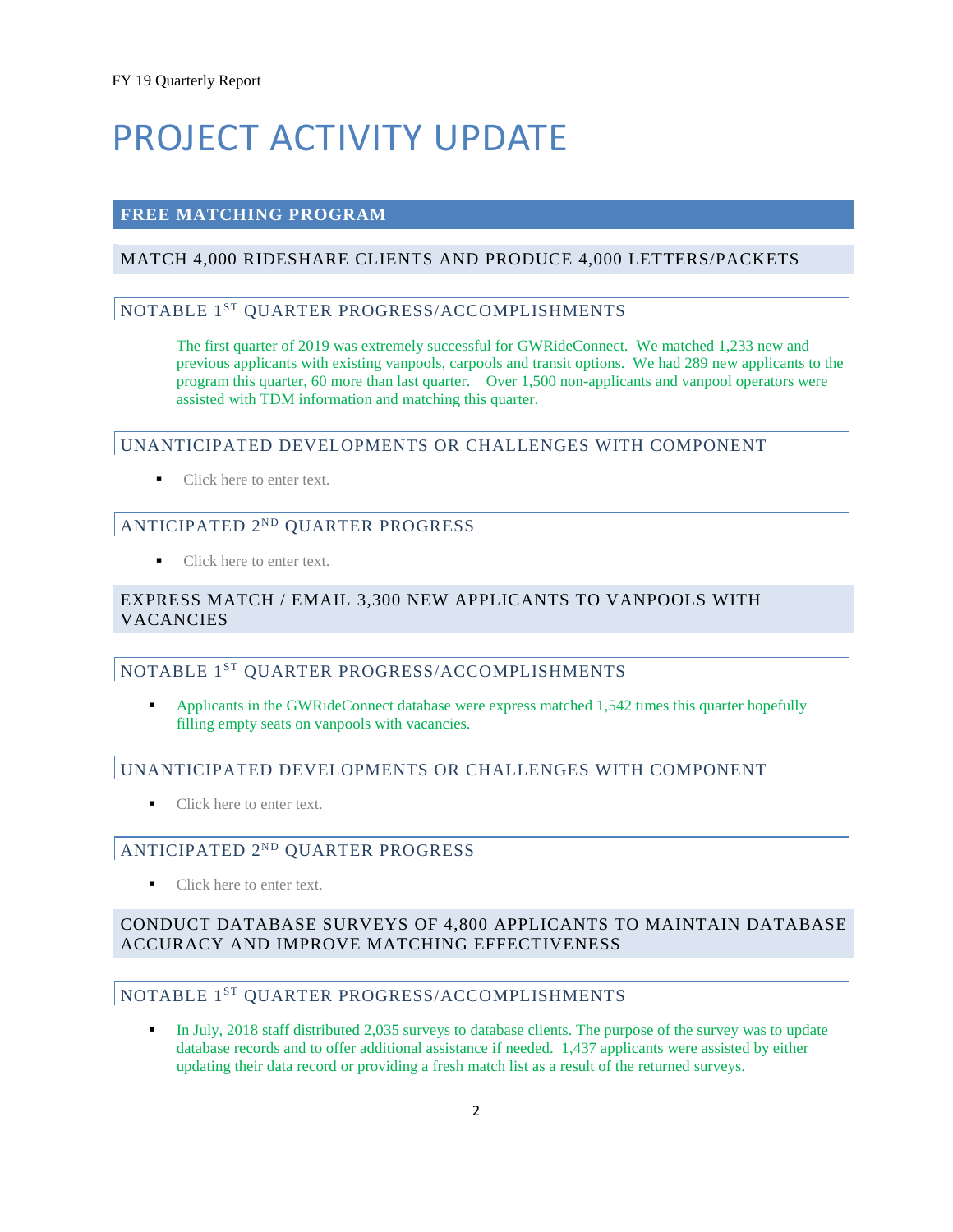# PROJECT ACTIVITY UPDATE

## FREE MATCHING PROGRAM

### MATCH 4,000 RIDESHARE CLIENTS AND PRODUCE 4,000 LETTERS/PACKETS

#### NOTABLE 1ST QUARTER PROGRESS/ACCOMPLISHMENTS

The first quarter of 2019 was extremely successful for GWRideConnect. We matched 1,233 new and previous applicants with existing vanpools, carpools and transit options. We had 289 new applicants to the program this quarter, 60 more than last quarter. Over 1,500 non-applicants and vanpool operators were assisted with TDM information and matching this quarter.

#### UNANTICIPATED DEVELOPMENTS OR CHALLENGES WITH COMPONENT

- Click here to enter text.

#### ANTICIPATED 2ND QUARTER PROGRESS

- Click here to enter text.

### EXPRESS MATCH / EMAIL 3,300 NEW APPLICANTS TO VANPOOLS WITH VACANCIES

#### NOTABLE 1ST QUARTER PROGRESS/ACCOMPLISHMENTS

- Applicants in the GWRideConnect database were express matched 1,542 times this quarter hopefully filling empty seats on vanpools with vacancies.

#### UNANTICIPATED DEVELOPMENTS OR CHALLENGES WITH COMPONENT

- Click here to enter text.

#### ANTICIPATED 2ND QUARTER PROGRESS

- Click here to enter text.

### CONDUCT DATABASE SURVEYS OF 4,800 APPLICANTS TO MAINTAIN DATABASE ACCURACY AND IMPROVE MATCHING EFFECTIVENESS

#### NOTABLE 1ST QUARTER PROGRESS/ACCOMPLISHMENTS

- In July, 2018 staff distributed 2,035 surveys to database clients. The purpose of the survey was to update database records and to offer additional assistance if needed. 1,437 applicants were assisted by either updating their data record or providing a fresh match list as a result of the returned surveys.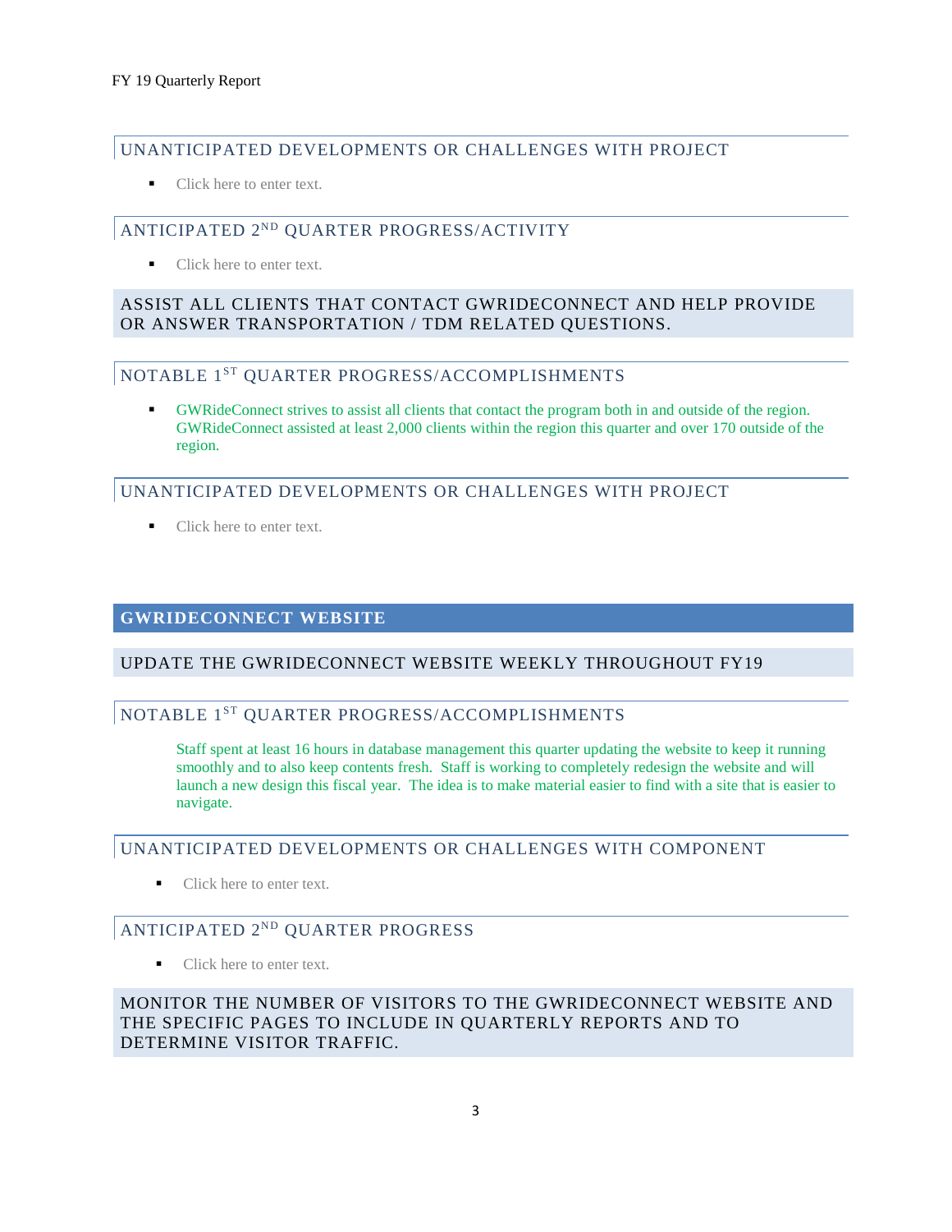### UNANTICIPATED DEVELOPMENTS OR CHALLENGES WITH PROJECT

- Click here to enter text.

### ANTICIPATED 2ND QUARTER PROGRESS/ACTIVITY

- Click here to enter text.

### ASSIST ALL CLIENTS THAT CONTACT GWRIDECONNECT AND HELP PROVIDE OR ANSWER TRANSPORTATION / TDM RELATED QUESTIONS.

### NOTABLE 1ST QUARTER PROGRESS/ACCOMPLISHMENTS

- GWRideConnect strives to assist all clients that contact the program both in and outside of the region. GWRideConnect assisted at least 2,000 clients within the region this quarter and over 170 outside of the region.

### UNANTICIPATED DEVELOPMENTS OR CHALLENGES WITH PROJECT

- Click here to enter text.

## GWRIDECONNECT WEBSITE

### UPDATE THE GWRIDECONNECT WEBSITE WEEKLY THROUGHOUT FY19

### NOTABLE 1ST QUARTER PROGRESS/ACCOMPLISHMENTS

Staff spent at least 16 hours in database management this quarter updating the website to keep it running smoothly and to also keep contents fresh. Staff is working to completely redesign the website and will launch a new design this fiscal year. The idea is to make material easier to find with a site that is easier to navigate.

### UNANTICIPATED DEVELOPMENTS OR CHALLENGES WITH COMPONENT

- Click here to enter text.

### ANTICIPATED 2ND QUARTER PROGRESS

- Click here to enter text.

### MONITOR THE NUMBER OF VISITORS TO THE GWRIDECONNECT WEBSITE AND THE SPECIFIC PAGES TO INCLUDE IN QUARTERLY REPORTS AND TO DETERMINE VISITOR TRAFFIC.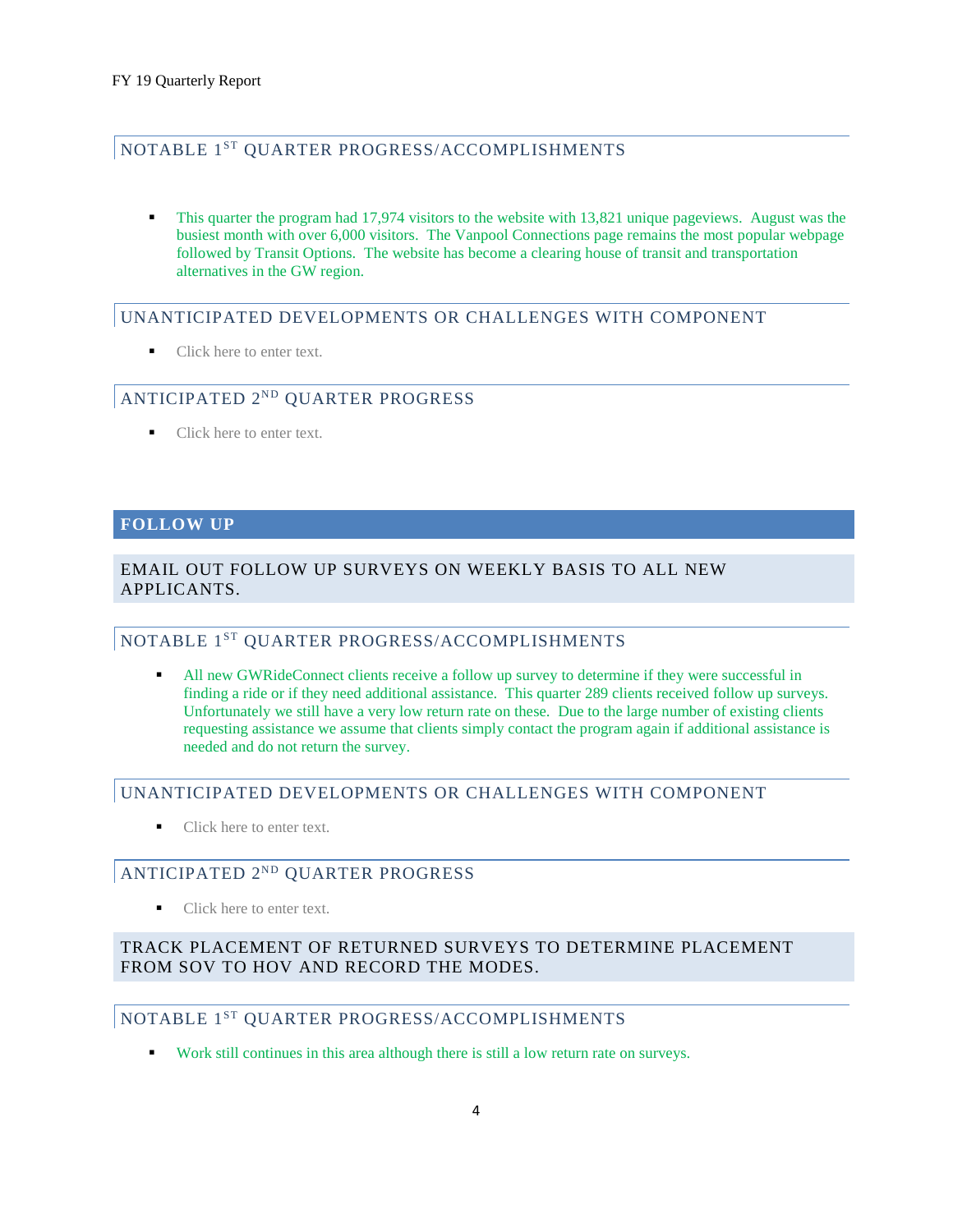### NOTABLE 1ST QUARTER PROGRESS/ACCOMPLISHMENTS

- This quarter the program had 17,974 visitors to the website with 13,821 unique pageviews. August was the busiest month with over 6,000 visitors. The Vanpool Connections page remains the most popular webpage followed by Transit Options. The website has become a clearing house of transit and transportation alternatives in the GW region.

### UNANTICIPATED DEVELOPMENTS OR CHALLENGES WITH COMPONENT

- Click here to enter text.

### ANTICIPATED 2ND QUARTER PROGRESS

- Click here to enter text.

## FOLLOW UP

### EMAIL OUT FOLLOW UP SURVEYS ON WEEKLY BASIS TO ALL NEW APPLICANTS.

### NOTABLE 1ST QUARTER PROGRESS/ACCOMPLISHMENTS

- All new GWRideConnect clients receive a follow up survey to determine if they were successful in finding a ride or if they need additional assistance. This quarter 289 clients received follow up surveys. Unfortunately we still have a very low return rate on these. Due to the large number of existing clients requesting assistance we assume that clients simply contact the program again if additional assistance is needed and do not return the survey.

### UNANTICIPATED DEVELOPMENTS OR CHALLENGES WITH COMPONENT

- Click here to enter text.

### ANTICIPATED 2ND QUARTER PROGRESS

- Click here to enter text.

### TRACK PLACEMENT OF RETURNED SURVEYS TO DETERMINE PLACEMENT FROM SOV TO HOV AND RECORD THE MODES.

### NOTABLE 1ST QUARTER PROGRESS/ACCOMPLISHMENTS

- Work still continues in this area although there is still a low return rate on surveys.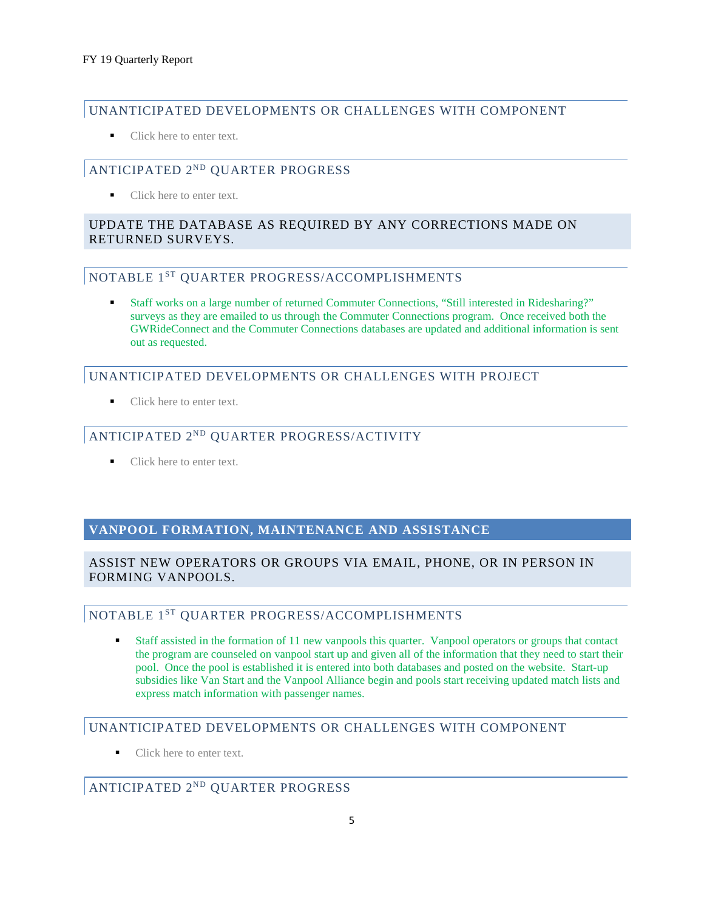### UNANTICIPATED DEVELOPMENTS OR CHALLENGES WITH COMPONENT

- Click here to enter text.

### ANTICIPATED 2ND QUARTER PROGRESS

- Click here to enter text.

## UPDATE THE DATABASE AS REQUIRED BY ANY CORRECTIONS MADE ON RETURNED SURVEYS.

### NOTABLE 1ST QUARTER PROGRESS/ACCOMPLISHMENTS

- Staff works on a large number of returned Commuter Connections, "Still interested in Ridesharing?" surveys as they are emailed to us through the Commuter Connections program. Once received both the GWRideConnect and the Commuter Connections databases are updated and additional information is sent out as requested.

### UNANTICIPATED DEVELOPMENTS OR CHALLENGES WITH PROJECT

- Click here to enter text.

### ANTICIPATED 2ND QUARTER PROGRESS/ACTIVITY

- Click here to enter text.

# VANPOOL FORMATION, MAINTENANCE AND ASSISTANCE

## ASSIST NEW OPERATORS OR GROUPS VIA EMAIL, PHONE, OR IN PERSON IN FORMING VANPOOLS.

### NOTABLE 1ST QUARTER PROGRESS/ACCOMPLISHMENTS

- Staff assisted in the formation of 11 new vanpools this quarter. Vanpool operators or groups that contact the program are counseled on vanpool start up and given all of the information that they need to start their pool. Once the pool is established it is entered into both databases and posted on the website. Start-up subsidies like Van Start and the Vanpool Alliance begin and pools start receiving updated match lists and express match information with passenger names.

### UNANTICIPATED DEVELOPMENTS OR CHALLENGES WITH COMPONENT

- Click here to enter text.

### ANTICIPATED 2ND QUARTER PROGRESS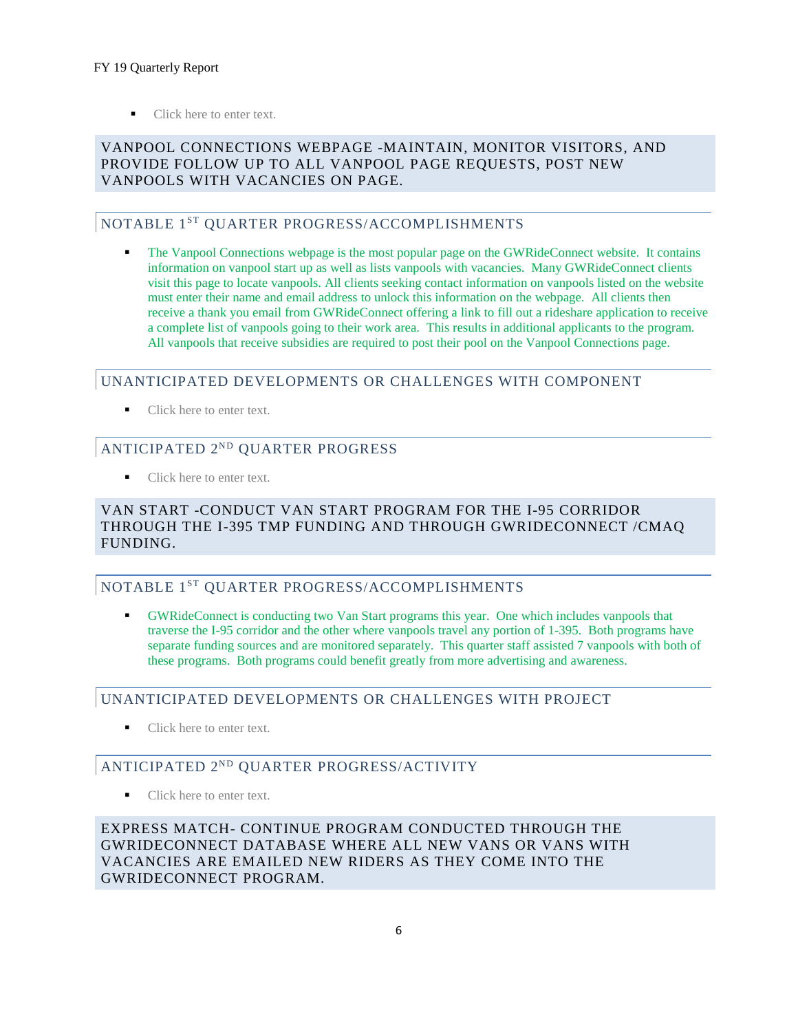- Click here to enter text.

## VANPOOL CONNECTIONS WEBPAGE -MAINTAIN, MONITOR VISITORS, AND PROVIDE FOLLOW UP TO ALL VANPOOL PAGE REQUESTS, POST NEW VANPOOLS WITH VACANCIES ON PAGE.

### NOTABLE 1ST QUARTER PROGRESS/ACCOMPLISHMENTS

- The Vanpool Connections webpage is the most popular page on the GWRideConnect website. It contains information on vanpool start up as well as lists vanpools with vacancies. Many GWRideConnect clients visit this page to locate vanpools. All clients seeking contact information on vanpools listed on the website must enter their name and email address to unlock this information on the webpage. All clients then receive a thank you email from GWRideConnect offering a link to fill out a rideshare application to receive a complete list of vanpools going to their work area. This results in additional applicants to the program. All vanpools that receive subsidies are required to post their pool on the Vanpool Connections page.

### UNANTICIPATED DEVELOPMENTS OR CHALLENGES WITH COMPONENT

- Click here to enter text.

### ANTICIPATED 2ND QUARTER PROGRESS

- Click here to enter text.

## VAN START -CONDUCT VAN START PROGRAM FOR THE I-95 CORRIDOR THROUGH THE I-395 TMP FUNDING AND THROUGH GWRIDECONNECT /CMAQ FUNDING.

### NOTABLE 1ST QUARTER PROGRESS/ACCOMPLISHMENTS

- GWRideConnect is conducting two Van Start programs this year. One which includes vanpools that traverse the I-95 corridor and the other where vanpools travel any portion of 1-395. Both programs have separate funding sources and are monitored separately. This quarter staff assisted 7 vanpools with both of these programs. Both programs could benefit greatly from more advertising and awareness.

### UNANTICIPATED DEVELOPMENTS OR CHALLENGES WITH PROJECT

- Click here to enter text.

### ANTICIPATED 2ND QUARTER PROGRESS/ACTIVITY

- Click here to enter text.

## EXPRESS MATCH- CONTINUE PROGRAM CONDUCTED THROUGH THE GWRIDECONNECT DATABASE WHERE ALL NEW VANS OR VANS WITH VACANCIES ARE EMAILED NEW RIDERS AS THEY COME INTO THE GWRIDECONNECT PROGRAM.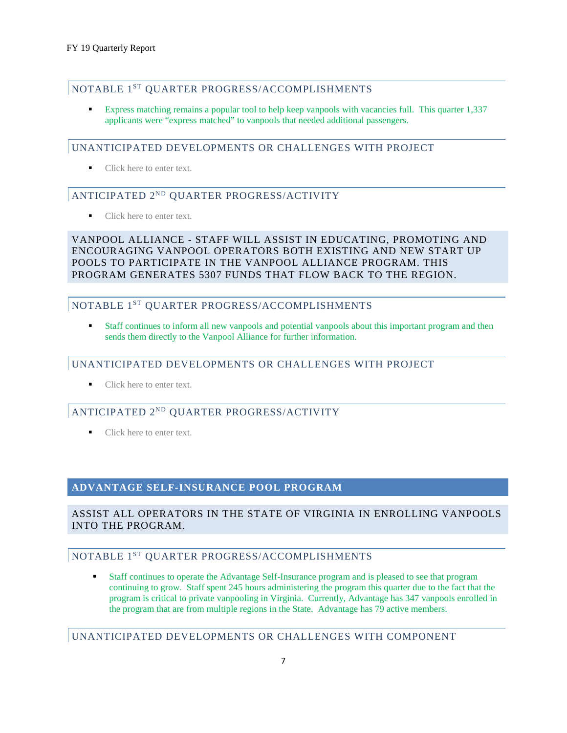### NOTABLE 1ST QUARTER PROGRESS/ACCOMPLISHMENTS

- Express matching remains a popular tool to help keep vanpools with vacancies full. This quarter 1,337 applicants were "express matched" to vanpools that needed additional passengers.

### UNANTICIPATED DEVELOPMENTS OR CHALLENGES WITH PROJECT

- Click here to enter text.

### ANTICIPATED 2ND QUARTER PROGRESS/ACTIVITY

- Click here to enter text.

## VANPOOL ALLIANCE - STAFF WILL ASSIST IN EDUCATING, PROMOTING AND ENCOURAGING VANPOOL OPERATORS BOTH EXISTING AND NEW START UP POOLS TO PARTICIPATE IN THE VANPOOL ALLIANCE PROGRAM. THIS PROGRAM GENERATES 5307 FUNDS THAT FLOW BACK TO THE REGION.

### NOTABLE 1ST QUARTER PROGRESS/ACCOMPLISHMENTS

- Staff continues to inform all new vanpools and potential vanpools about this important program and then sends them directly to the Vanpool Alliance for further information.

### UNANTICIPATED DEVELOPMENTS OR CHALLENGES WITH PROJECT

- Click here to enter text.

### ANTICIPATED 2ND QUARTER PROGRESS/ACTIVITY

- Click here to enter text.

# ADVANTAGE SELF-INSURANCE POOL PROGRAM

## ASSIST ALL OPERATORS IN THE STATE OF VIRGINIA IN ENROLLING VANPOOLS INTO THE PROGRAM.

### NOTABLE 1ST QUARTER PROGRESS/ACCOMPLISHMENTS

- Staff continues to operate the Advantage Self-Insurance program and is pleased to see that program continuing to grow. Staff spent 245 hours administering the program this quarter due to the fact that the program is critical to private vanpooling in Virginia. Currently, Advantage has 347 vanpools enrolled in the program that are from multiple regions in the State. Advantage has 79 active members.

### UNANTICIPATED DEVELOPMENTS OR CHALLENGES WITH COMPONENT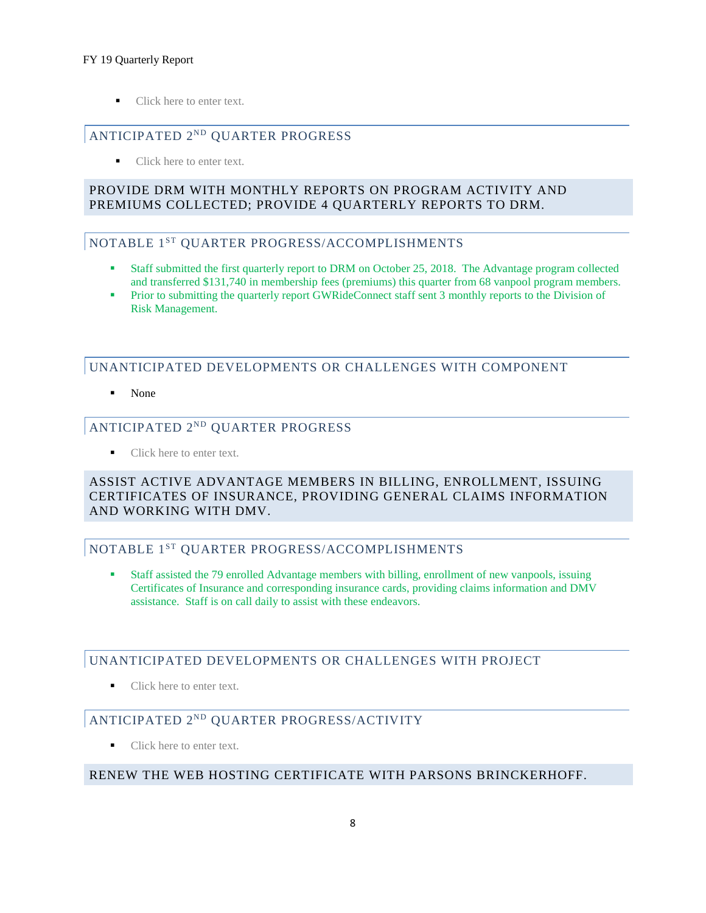- Click here to enter text.

### ANTICIPATED 2ND QUARTER PROGRESS

- Click here to enter text.

## PROVIDE DRM WITH MONTHLY REPORTS ON PROGRAM ACTIVITY AND PREMIUMS COLLECTED; PROVIDE 4 QUARTERLY REPORTS TO DRM.

### NOTABLE 1ST QUARTER PROGRESS/ACCOMPLISHMENTS

- Staff submitted the first quarterly report to DRM on October 25, 2018. The Advantage program collected and transferred $131,740 in membership fees (premiums) this quarter from 68 vanpool program members.
- Prior to submitting the quarterly report GWRideConnect staff sent 3 monthly reports to the Division of Risk Management.

### UNANTICIPATED DEVELOPMENTS OR CHALLENGES WITH COMPONENT

- None

### ANTICIPATED 2ND QUARTER PROGRESS

- Click here to enter text.

## ASSIST ACTIVE ADVANTAGE MEMBERS IN BILLING, ENROLLMENT, ISSUING CERTIFICATES OF INSURANCE, PROVIDING GENERAL CLAIMS INFORMATION AND WORKING WITH DMV.

### NOTABLE 1ST QUARTER PROGRESS/ACCOMPLISHMENTS

- Staff assisted the 79 enrolled Advantage members with billing, enrollment of new vanpools, issuing Certificates of Insurance and corresponding insurance cards, providing claims information and DMV assistance. Staff is on call daily to assist with these endeavors.

### UNANTICIPATED DEVELOPMENTS OR CHALLENGES WITH PROJECT

- Click here to enter text.

### ANTICIPATED 2ND QUARTER PROGRESS/ACTIVITY

- Click here to enter text.

## RENEW THE WEB HOSTING CERTIFICATE WITH PARSONS BRINCKERHOFF.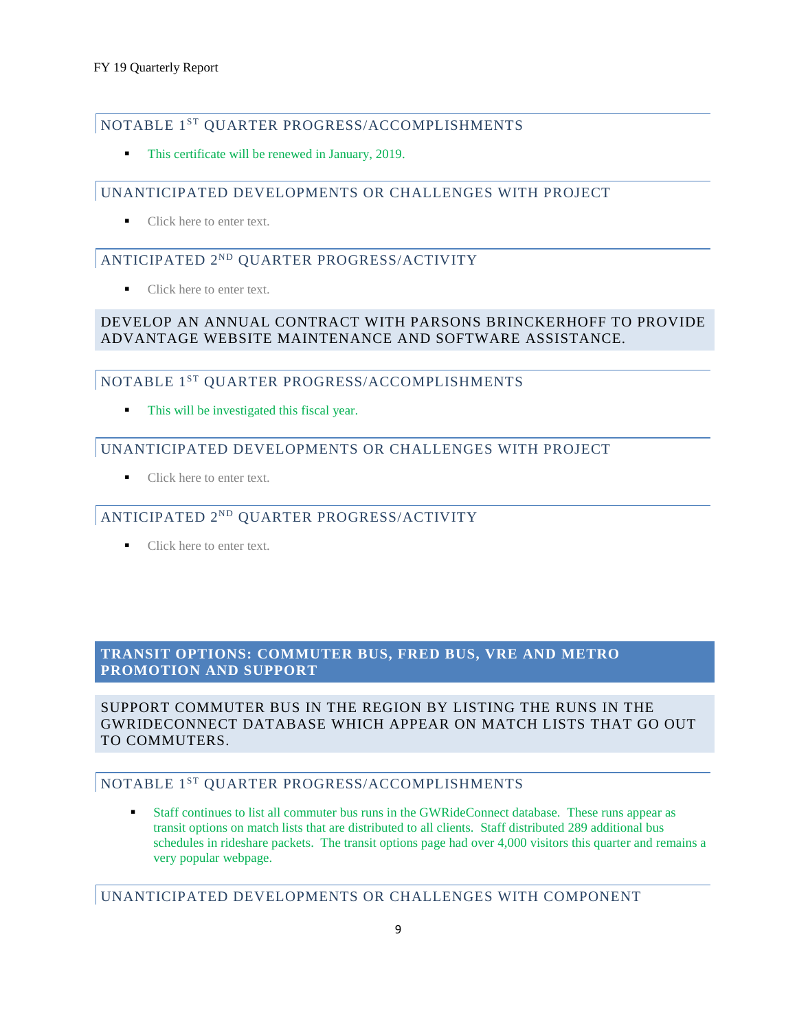### NOTABLE 1ST QUARTER PROGRESS/ACCOMPLISHMENTS

- This certificate will be renewed in January, 2019.

### UNANTICIPATED DEVELOPMENTS OR CHALLENGES WITH PROJECT

- Click here to enter text.

### ANTICIPATED 2ND QUARTER PROGRESS/ACTIVITY

- Click here to enter text.

## DEVELOP AN ANNUAL CONTRACT WITH PARSONS BRINCKERHOFF TO PROVIDE ADVANTAGE WEBSITE MAINTENANCE AND SOFTWARE ASSISTANCE.

### NOTABLE 1ST QUARTER PROGRESS/ACCOMPLISHMENTS

- This will be investigated this fiscal year.

### UNANTICIPATED DEVELOPMENTS OR CHALLENGES WITH PROJECT

- Click here to enter text.

### ANTICIPATED 2ND QUARTER PROGRESS/ACTIVITY

- Click here to enter text.

# TRANSIT OPTIONS: COMMUTER BUS, FRED BUS, VRE AND METRO PROMOTION AND SUPPORT

## SUPPORT COMMUTER BUS IN THE REGION BY LISTING THE RUNS IN THE GWRIDECONNECT DATABASE WHICH APPEAR ON MATCH LISTS THAT GO OUT TO COMMUTERS.

### NOTABLE 1ST QUARTER PROGRESS/ACCOMPLISHMENTS

- Staff continues to list all commuter bus runs in the GWRideConnect database. These runs appear as transit options on match lists that are distributed to all clients. Staff distributed 289 additional bus schedules in rideshare packets. The transit options page had over 4,000 visitors this quarter and remains a very popular webpage.

### UNANTICIPATED DEVELOPMENTS OR CHALLENGES WITH COMPONENT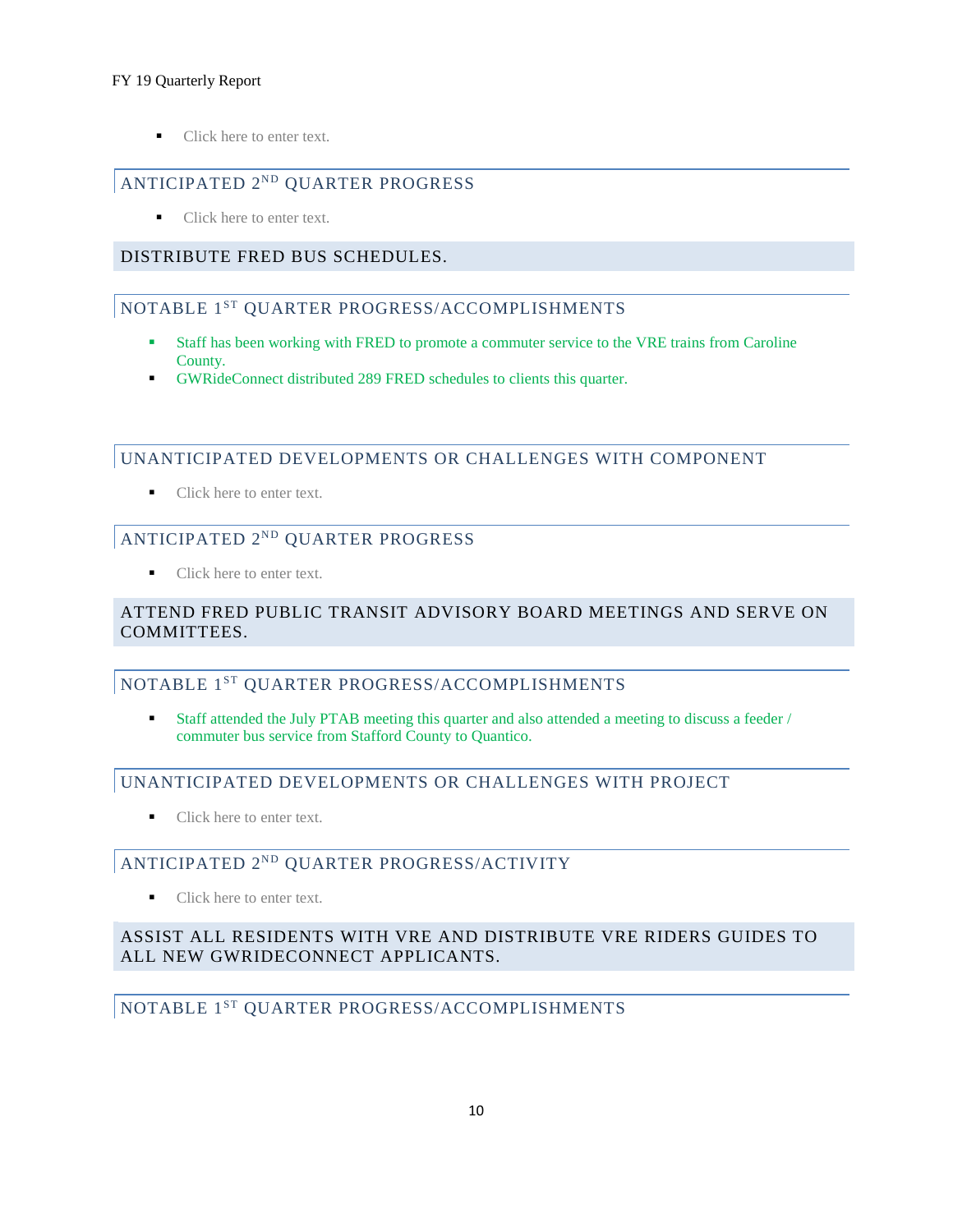- Click here to enter text.

### ANTICIPATED 2ND QUARTER PROGRESS

- Click here to enter text.

## DISTRIBUTE FRED BUS SCHEDULES.

### NOTABLE 1ST QUARTER PROGRESS/ACCOMPLISHMENTS

- Staff has been working with FRED to promote a commuter service to the VRE trains from Caroline County.
- GWRideConnect distributed 289 FRED schedules to clients this quarter.

### UNANTICIPATED DEVELOPMENTS OR CHALLENGES WITH COMPONENT

- Click here to enter text.

### ANTICIPATED 2ND QUARTER PROGRESS

- Click here to enter text.

## ATTEND FRED PUBLIC TRANSIT ADVISORY BOARD MEETINGS AND SERVE ON COMMITTEES.

### NOTABLE 1ST QUARTER PROGRESS/ACCOMPLISHMENTS

- Staff attended the July PTAB meeting this quarter and also attended a meeting to discuss a feeder / commuter bus service from Stafford County to Quantico.

### UNANTICIPATED DEVELOPMENTS OR CHALLENGES WITH PROJECT

- Click here to enter text.

### ANTICIPATED 2ND QUARTER PROGRESS/ACTIVITY

- Click here to enter text.

## ASSIST ALL RESIDENTS WITH VRE AND DISTRIBUTE VRE RIDERS GUIDES TO ALL NEW GWRIDECONNECT APPLICANTS.

### NOTABLE 1ST QUARTER PROGRESS/ACCOMPLISHMENTS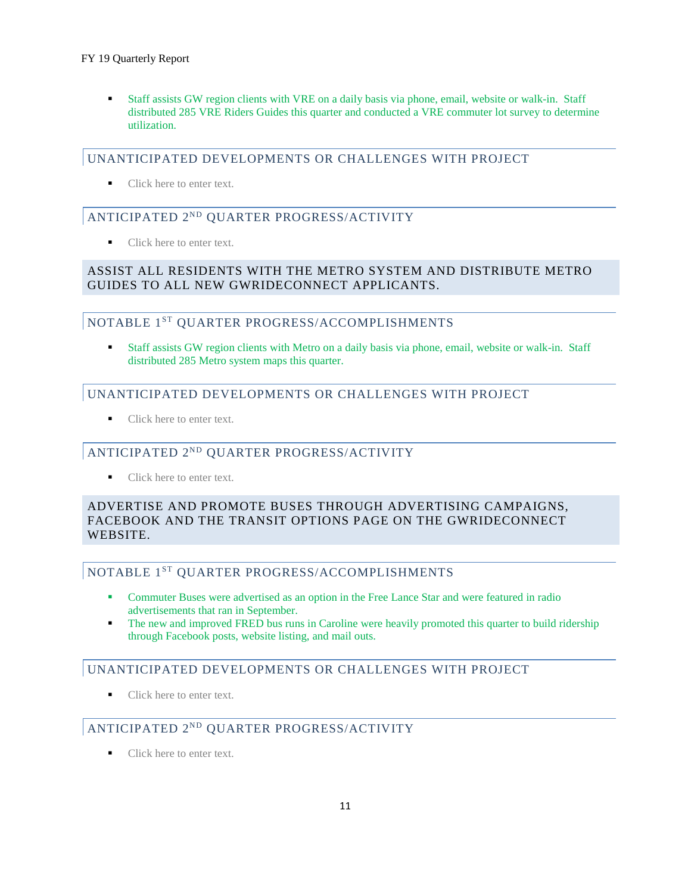- Staff assists GW region clients with VRE on a daily basis via phone, email, website or walk-in. Staff distributed 285 VRE Riders Guides this quarter and conducted a VRE commuter lot survey to determine utilization.

### UNANTICIPATED DEVELOPMENTS OR CHALLENGES WITH PROJECT

- Click here to enter text.

### ANTICIPATED 2ND QUARTER PROGRESS/ACTIVITY

- Click here to enter text.

## ASSIST ALL RESIDENTS WITH THE METRO SYSTEM AND DISTRIBUTE METRO GUIDES TO ALL NEW GWRIDECONNECT APPLICANTS.

### NOTABLE 1ST QUARTER PROGRESS/ACCOMPLISHMENTS

- Staff assists GW region clients with Metro on a daily basis via phone, email, website or walk-in. Staff distributed 285 Metro system maps this quarter.

### UNANTICIPATED DEVELOPMENTS OR CHALLENGES WITH PROJECT

- Click here to enter text.

### ANTICIPATED 2ND QUARTER PROGRESS/ACTIVITY

- Click here to enter text.

## ADVERTISE AND PROMOTE BUSES THROUGH ADVERTISING CAMPAIGNS, FACEBOOK AND THE TRANSIT OPTIONS PAGE ON THE GWRIDECONNECT WEBSITE.

### NOTABLE 1ST QUARTER PROGRESS/ACCOMPLISHMENTS

- Commuter Buses were advertised as an option in the Free Lance Star and were featured in radio advertisements that ran in September.
- The new and improved FRED bus runs in Caroline were heavily promoted this quarter to build ridership through Facebook posts, website listing, and mail outs.

### UNANTICIPATED DEVELOPMENTS OR CHALLENGES WITH PROJECT

- Click here to enter text.

### ANTICIPATED 2ND QUARTER PROGRESS/ACTIVITY

- Click here to enter text.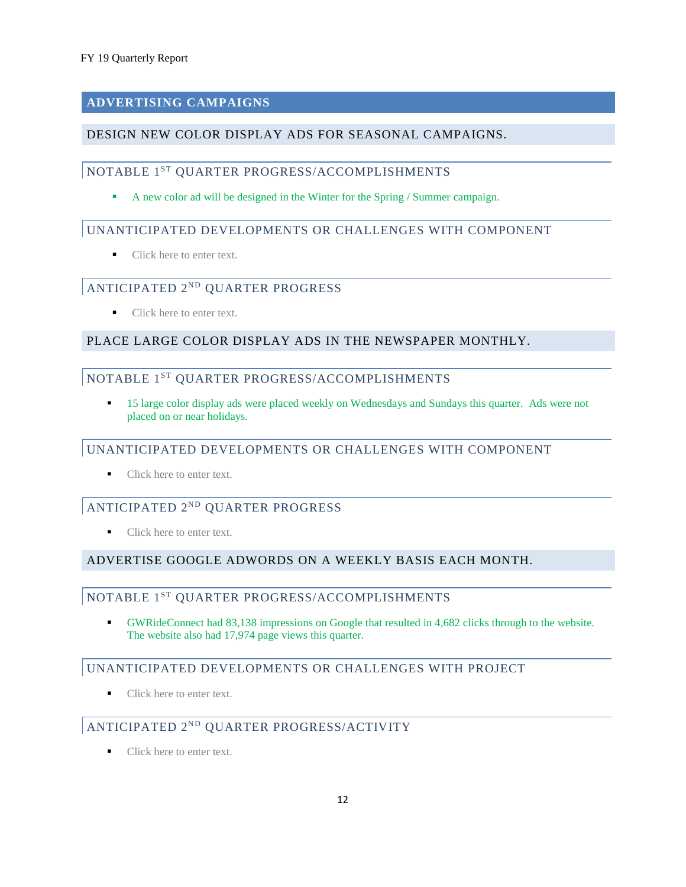## ADVERTISING CAMPAIGNS

### DESIGN NEW COLOR DISPLAY ADS FOR SEASONAL CAMPAIGNS.

#### NOTABLE 1ST QUARTER PROGRESS/ACCOMPLISHMENTS

- A new color ad will be designed in the Winter for the Spring / Summer campaign.

#### UNANTICIPATED DEVELOPMENTS OR CHALLENGES WITH COMPONENT

- Click here to enter text.

#### ANTICIPATED 2ND QUARTER PROGRESS

- Click here to enter text.

### PLACE LARGE COLOR DISPLAY ADS IN THE NEWSPAPER MONTHLY.

#### NOTABLE 1ST QUARTER PROGRESS/ACCOMPLISHMENTS

- 15 large color display ads were placed weekly on Wednesdays and Sundays this quarter. Ads were not placed on or near holidays.

#### UNANTICIPATED DEVELOPMENTS OR CHALLENGES WITH COMPONENT

- Click here to enter text.

#### ANTICIPATED 2ND QUARTER PROGRESS

- Click here to enter text.

### ADVERTISE GOOGLE ADWORDS ON A WEEKLY BASIS EACH MONTH.

#### NOTABLE 1ST QUARTER PROGRESS/ACCOMPLISHMENTS

- GWRideConnect had 83,138 impressions on Google that resulted in 4,682 clicks through to the website. The website also had 17,974 page views this quarter.

#### UNANTICIPATED DEVELOPMENTS OR CHALLENGES WITH PROJECT

- Click here to enter text.

#### ANTICIPATED 2ND QUARTER PROGRESS/ACTIVITY

- Click here to enter text.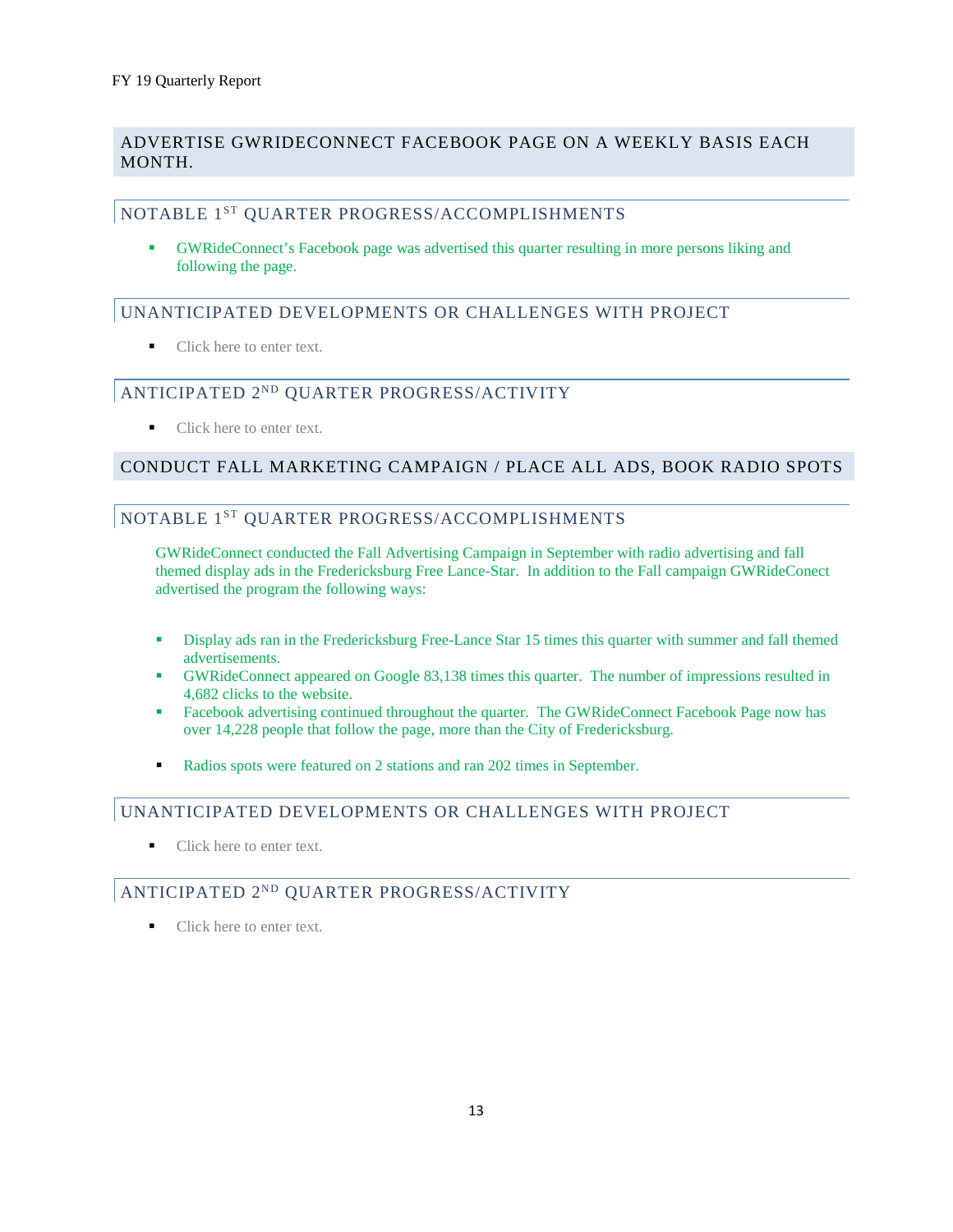## ADVERTISE GWRIDECONNECT FACEBOOK PAGE ON A WEEKLY BASIS EACH MONTH.

### NOTABLE 1ST QUARTER PROGRESS/ACCOMPLISHMENTS

- GWRideConnect's Facebook page was advertised this quarter resulting in more persons liking and following the page.

### UNANTICIPATED DEVELOPMENTS OR CHALLENGES WITH PROJECT

- Click here to enter text.

### ANTICIPATED 2ND QUARTER PROGRESS/ACTIVITY

- Click here to enter text.

## CONDUCT FALL MARKETING CAMPAIGN / PLACE ALL ADS, BOOK RADIO SPOTS

### NOTABLE 1ST QUARTER PROGRESS/ACCOMPLISHMENTS

GWRideConnect conducted the Fall Advertising Campaign in September with radio advertising and fall themed display ads in the Fredericksburg Free Lance-Star. In addition to the Fall campaign GWRideConect advertised the program the following ways:

- Display ads ran in the Fredericksburg Free-Lance Star 15 times this quarter with summer and fall themed advertisements.
- GWRideConnect appeared on Google 83,138 times this quarter. The number of impressions resulted in 4,682 clicks to the website.
- Facebook advertising continued throughout the quarter. The GWRideConnect Facebook Page now has over 14,228 people that follow the page, more than the City of Fredericksburg.
- Radios spots were featured on 2 stations and ran 202 times in September.

### UNANTICIPATED DEVELOPMENTS OR CHALLENGES WITH PROJECT

- Click here to enter text.

### ANTICIPATED 2ND QUARTER PROGRESS/ACTIVITY

- Click here to enter text.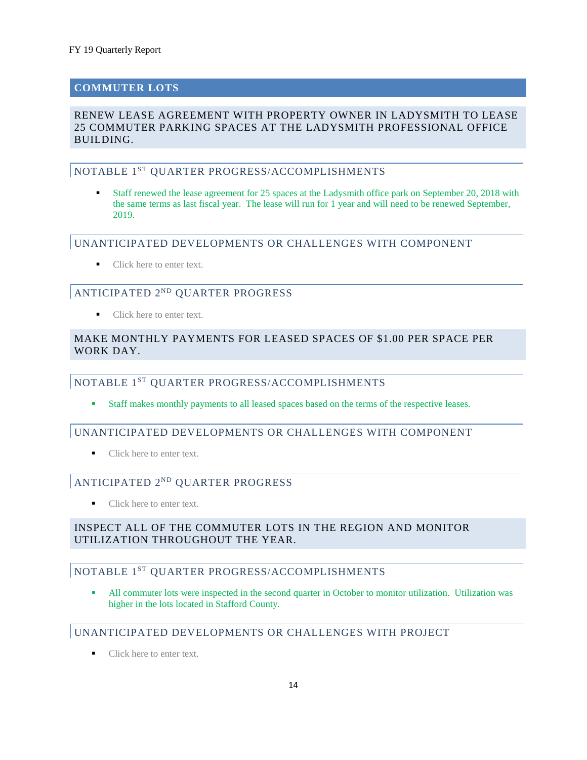## COMMUTER LOTS

### RENEW LEASE AGREEMENT WITH PROPERTY OWNER IN LADYSMITH TO LEASE 25 COMMUTER PARKING SPACES AT THE LADYSMITH PROFESSIONAL OFFICE BUILDING.

#### NOTABLE 1ST QUARTER PROGRESS/ACCOMPLISHMENTS

- Staff renewed the lease agreement for 25 spaces at the Ladysmith office park on September 20, 2018 with the same terms as last fiscal year. The lease will run for 1 year and will need to be renewed September, 2019.

#### UNANTICIPATED DEVELOPMENTS OR CHALLENGES WITH COMPONENT

- Click here to enter text.

#### ANTICIPATED 2ND QUARTER PROGRESS

- Click here to enter text.

### MAKE MONTHLY PAYMENTS FOR LEASED SPACES OF $1.00 PER SPACE PER WORK DAY.

#### NOTABLE 1ST QUARTER PROGRESS/ACCOMPLISHMENTS

- Staff makes monthly payments to all leased spaces based on the terms of the respective leases.

#### UNANTICIPATED DEVELOPMENTS OR CHALLENGES WITH COMPONENT

- Click here to enter text.

#### ANTICIPATED 2ND QUARTER PROGRESS

- Click here to enter text.

### INSPECT ALL OF THE COMMUTER LOTS IN THE REGION AND MONITOR UTILIZATION THROUGHOUT THE YEAR.

#### NOTABLE 1ST QUARTER PROGRESS/ACCOMPLISHMENTS

- All commuter lots were inspected in the second quarter in October to monitor utilization. Utilization was higher in the lots located in Stafford County.

#### UNANTICIPATED DEVELOPMENTS OR CHALLENGES WITH PROJECT

- Click here to enter text.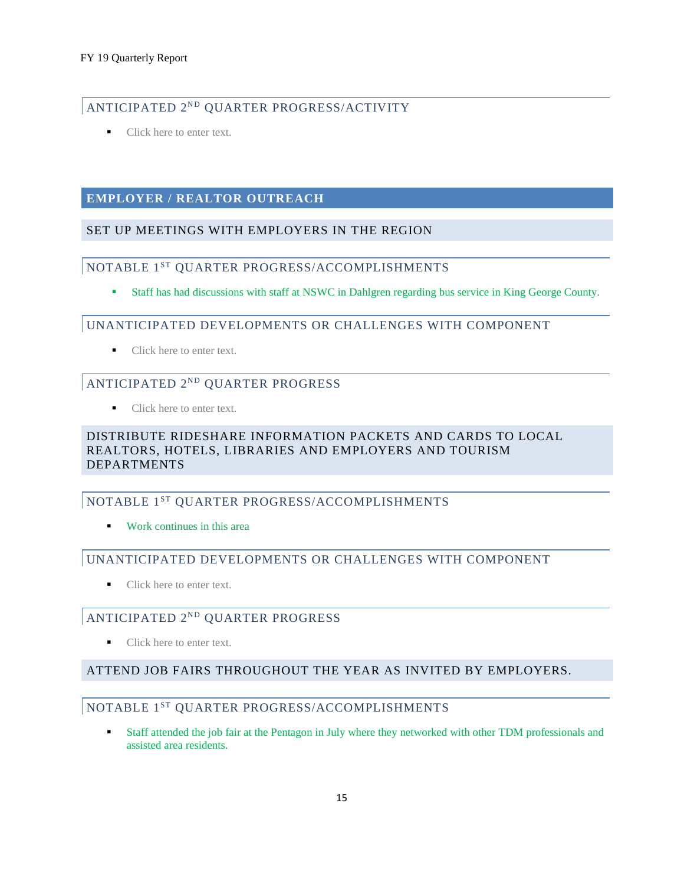### ANTICIPATED 2ND QUARTER PROGRESS/ACTIVITY

- Click here to enter text.

## EMPLOYER / REALTOR OUTREACH

### SET UP MEETINGS WITH EMPLOYERS IN THE REGION

#### NOTABLE 1ST QUARTER PROGRESS/ACCOMPLISHMENTS

- Staff has had discussions with staff at NSWC in Dahlgren regarding bus service in King George County.

#### UNANTICIPATED DEVELOPMENTS OR CHALLENGES WITH COMPONENT

- Click here to enter text.

#### ANTICIPATED 2ND QUARTER PROGRESS

- Click here to enter text.

### DISTRIBUTE RIDESHARE INFORMATION PACKETS AND CARDS TO LOCAL REALTORS, HOTELS, LIBRARIES AND EMPLOYERS AND TOURISM DEPARTMENTS

#### NOTABLE 1ST QUARTER PROGRESS/ACCOMPLISHMENTS

- Work continues in this area

#### UNANTICIPATED DEVELOPMENTS OR CHALLENGES WITH COMPONENT

- Click here to enter text.

#### ANTICIPATED 2ND QUARTER PROGRESS

- Click here to enter text.

### ATTEND JOB FAIRS THROUGHOUT THE YEAR AS INVITED BY EMPLOYERS.

#### NOTABLE 1ST QUARTER PROGRESS/ACCOMPLISHMENTS

- Staff attended the job fair at the Pentagon in July where they networked with other TDM professionals and assisted area residents.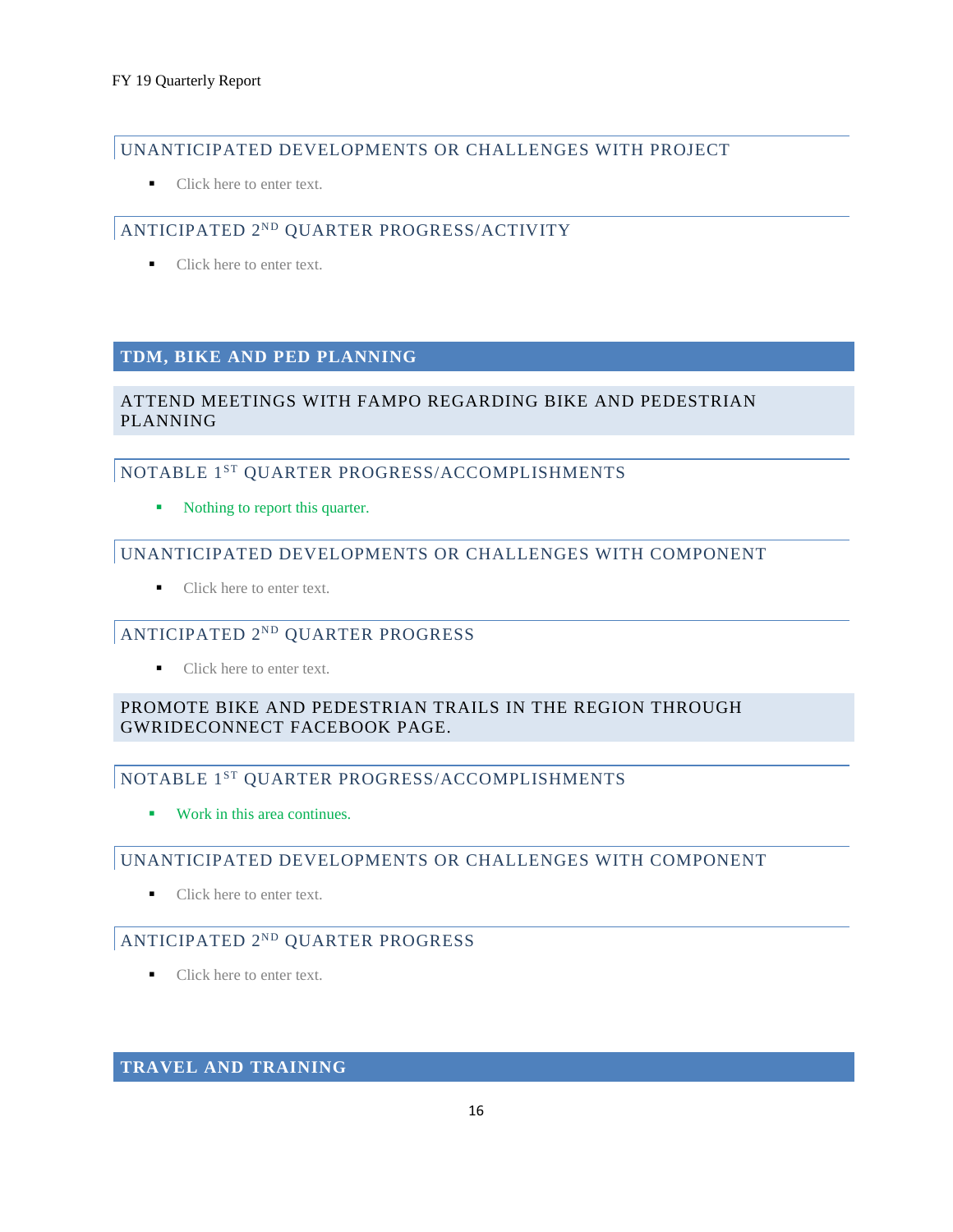### UNANTICIPATED DEVELOPMENTS OR CHALLENGES WITH PROJECT

- Click here to enter text.

### ANTICIPATED 2ND QUARTER PROGRESS/ACTIVITY

- Click here to enter text.

## TDM, BIKE AND PED PLANNING

### ATTEND MEETINGS WITH FAMPO REGARDING BIKE AND PEDESTRIAN PLANNING

#### NOTABLE 1ST QUARTER PROGRESS/ACCOMPLISHMENTS

- Nothing to report this quarter.

#### UNANTICIPATED DEVELOPMENTS OR CHALLENGES WITH COMPONENT

- Click here to enter text.

#### ANTICIPATED 2ND QUARTER PROGRESS

- Click here to enter text.

### PROMOTE BIKE AND PEDESTRIAN TRAILS IN THE REGION THROUGH GWRIDECONNECT FACEBOOK PAGE.

#### NOTABLE 1ST QUARTER PROGRESS/ACCOMPLISHMENTS

- Work in this area continues.

#### UNANTICIPATED DEVELOPMENTS OR CHALLENGES WITH COMPONENT

- Click here to enter text.

#### ANTICIPATED 2ND QUARTER PROGRESS

- Click here to enter text.

## TRAVEL AND TRAINING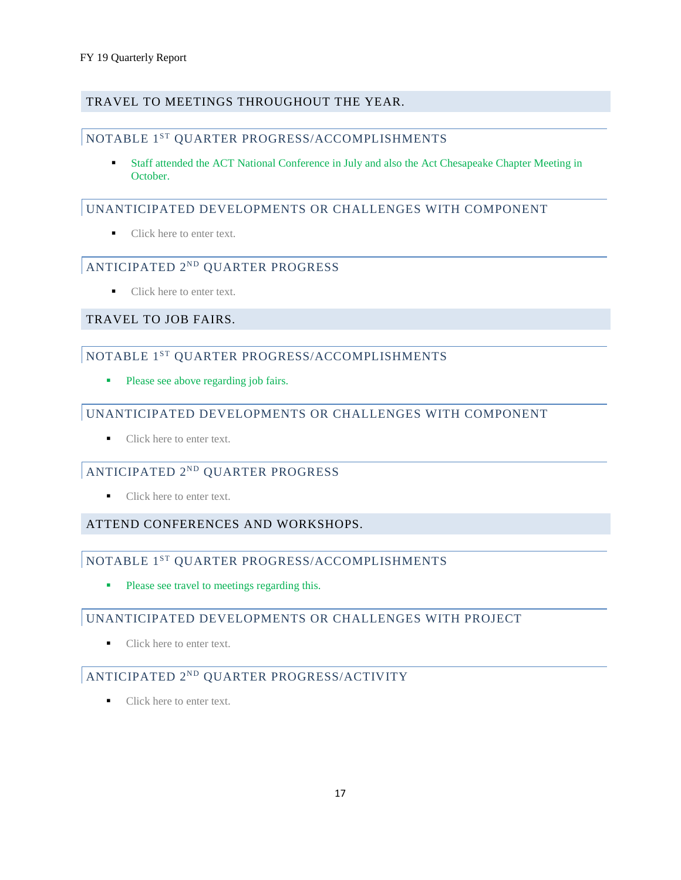## TRAVEL TO MEETINGS THROUGHOUT THE YEAR.

### NOTABLE 1ST QUARTER PROGRESS/ACCOMPLISHMENTS

- Staff attended the ACT National Conference in July and also the Act Chesapeake Chapter Meeting in October.

### UNANTICIPATED DEVELOPMENTS OR CHALLENGES WITH COMPONENT

- Click here to enter text.

### ANTICIPATED 2ND QUARTER PROGRESS

- Click here to enter text.

## TRAVEL TO JOB FAIRS.

### NOTABLE 1ST QUARTER PROGRESS/ACCOMPLISHMENTS

- Please see above regarding job fairs.

### UNANTICIPATED DEVELOPMENTS OR CHALLENGES WITH COMPONENT

- Click here to enter text.

### ANTICIPATED 2ND QUARTER PROGRESS

- Click here to enter text.

## ATTEND CONFERENCES AND WORKSHOPS.

### NOTABLE 1ST QUARTER PROGRESS/ACCOMPLISHMENTS

- Please see travel to meetings regarding this.

### UNANTICIPATED DEVELOPMENTS OR CHALLENGES WITH PROJECT

- Click here to enter text.

### ANTICIPATED 2ND QUARTER PROGRESS/ACTIVITY

- Click here to enter text.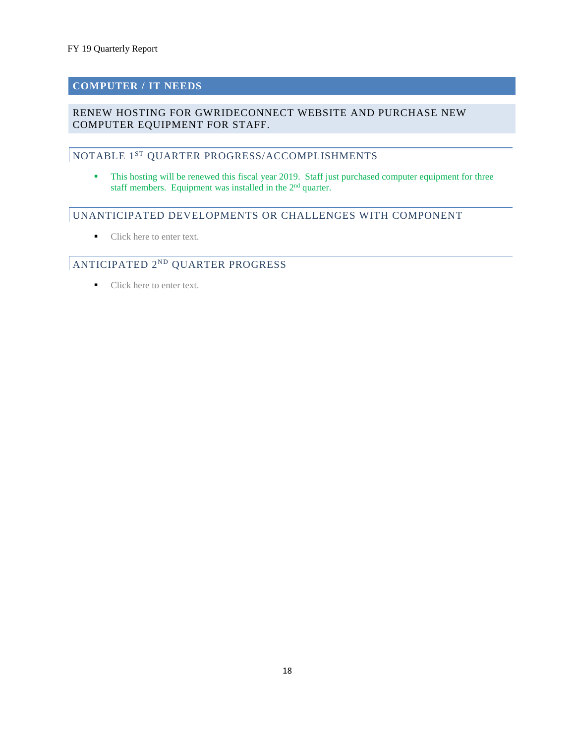## COMPUTER / IT NEEDS

### RENEW HOSTING FOR GWRIDECONNECT WEBSITE AND PURCHASE NEW COMPUTER EQUIPMENT FOR STAFF.

### NOTABLE 1ST QUARTER PROGRESS/ACCOMPLISHMENTS

- This hosting will be renewed this fiscal year 2019. Staff just purchased computer equipment for three staff members. Equipment was installed in the 2nd quarter.

### UNANTICIPATED DEVELOPMENTS OR CHALLENGES WITH COMPONENT

- Click here to enter text.

### ANTICIPATED 2ND QUARTER PROGRESS

- Click here to enter text.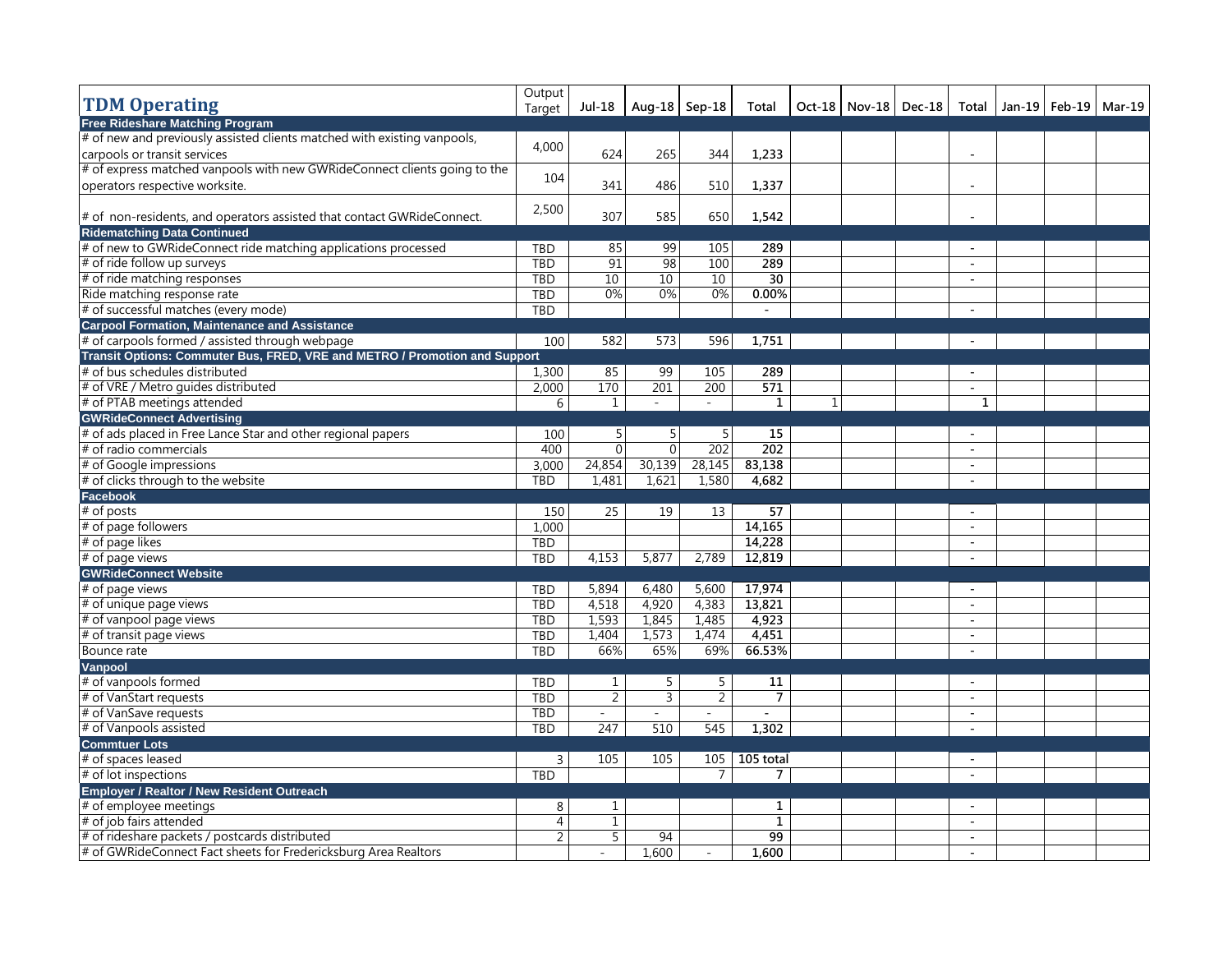| TDM Operating | Output Target | Jul-18 | Aug-18 | Sep-18 | Total | Oct-18 | Nov-18 | Dec-18 | Total | Jan-19 | Feb-19 | Mar-19 |
|---|---|---|---|---|---|---|---|---|---|---|---|---|
| **Free Rideshare Matching Program** | | | | | | | | | | | | |
| # of new and previously assisted clients matched with existing vanpools, carpools or transit services | 4,000 | 624 | 265 | 344 | **1,233** | | | | - | | | |
| # of express matched vanpools with new GWRideConnect clients going to the operators respective worksite. | 104 | 341 | 486 | 510 | **1,337** | | | | - | | | |
| # of non-residents, and operators assisted that contact GWRideConnect. | 2,500 | 307 | 585 | 650 | **1,542** | | | | - | | | |
| **Ridematching Data Continued** | | | | | | | | | | | | |
| # of new to GWRideConnect ride matching applications processed | TBD | 85 | 99 | 105 | **289** | | | | - | | | |
| # of ride follow up surveys | TBD | 91 | 98 | 100 | **289** | | | | - | | | |
| # of ride matching responses | TBD | 10 | 10 | 10 | **30** | | | | - | | | |
| Ride matching response rate | TBD | 0% | 0% | 0% | **0.00%** | | | | | | | |
| # of successful matches (every mode) | TBD | | | | - | | | | - | | | |
| **Carpool Formation, Maintenance and Assistance** | | | | | | | | | | | | |
| # of carpools formed / assisted through webpage | 100 | 582 | 573 | 596 | **1,751** | | | | - | | | |
| **Transit Options: Commuter Bus, FRED, VRE and METRO / Promotion and Support** | | | | | | | | | | | | |
| # of bus schedules distributed | 1,300 | 85 | 99 | 105 | **289** | | | | - | | | |
| # of VRE / Metro guides distributed | 2,000 | 170 | 201 | 200 | **571** | | | | - | | | |
| # of PTAB meetings attended | 6 | 1 | - | - | **1** | 1 | | | **1** | | | |
| **GWRideConnect Advertising** | | | | | | | | | | | | |
| # of ads placed in Free Lance Star and other regional papers | 100 | 5 | 5 | 5 | **15** | | | | - | | | |
| # of radio commercials | 400 | 0 | 0 | 202 | **202** | | | | - | | | |
| # of Google impressions | 3,000 | 24,854 | 30,139 | 28,145 | **83,138** | | | | - | | | |
| # of clicks through to the website | TBD | 1,481 | 1,621 | 1,580 | **4,682** | | | | - | | | |
| **Facebook** | | | | | | | | | | | | |
| # of posts | 150 | 25 | 19 | 13 | **57** | | | | - | | | |
| # of page followers | 1,000 | | | | **14,165** | | | | - | | | |
| # of page likes | TBD | | | | **14,228** | | | | - | | | |
| # of page views | TBD | 4,153 | 5,877 | 2,789 | **12,819** | | | | - | | | |
| **GWRideConnect Website** | | | | | | | | | | | | |
| # of page views | TBD | 5,894 | 6,480 | 5,600 | **17,974** | | | | - | | | |
| # of unique page views | TBD | 4,518 | 4,920 | 4,383 | **13,821** | | | | - | | | |
| # of vanpool page views | TBD | 1,593 | 1,845 | 1,485 | **4,923** | | | | - | | | |
| # of transit page views | TBD | 1,404 | 1,573 | 1,474 | **4,451** | | | | - | | | |
| Bounce rate | TBD | 66% | 65% | 69% | **66.53%** | | | | - | | | |
| **Vanpool** | | | | | | | | | | | | |
| # of vanpools formed | TBD | 1 | 5 | 5 | **11** | | | | - | | | |
| # of VanStart requests | TBD | 2 | 3 | 2 | **7** | | | | - | | | |
| # of VanSave requests | TBD | - | - | - | - | | | | - | | | |
| # of Vanpools assisted | TBD | 247 | 510 | 545 | **1,302** | | | | - | | | |
| **Commtuer Lots** | | | | | | | | | | | | |
| # of spaces leased | 3 | 105 | 105 | 105 | **105 total** | | | | - | | | |
| # of lot inspections | TBD | | | 7 | **7** | | | | - | | | |
| **Employer / Realtor / New Resident Outreach** | | | | | | | | | | | | |
| # of employee meetings | 8 | 1 | | | **1** | | | | - | | | |
| # of job fairs attended | 4 | 1 | | | **1** | | | | - | | | |
| # of rideshare packets / postcards distributed | 2 | 5 | 94 | | **99** | | | | - | | | |
| # of GWRideConnect Fact sheets for Fredericksburg Area Realtors | | - | 1,600 | - | **1,600** | | | | - | | | |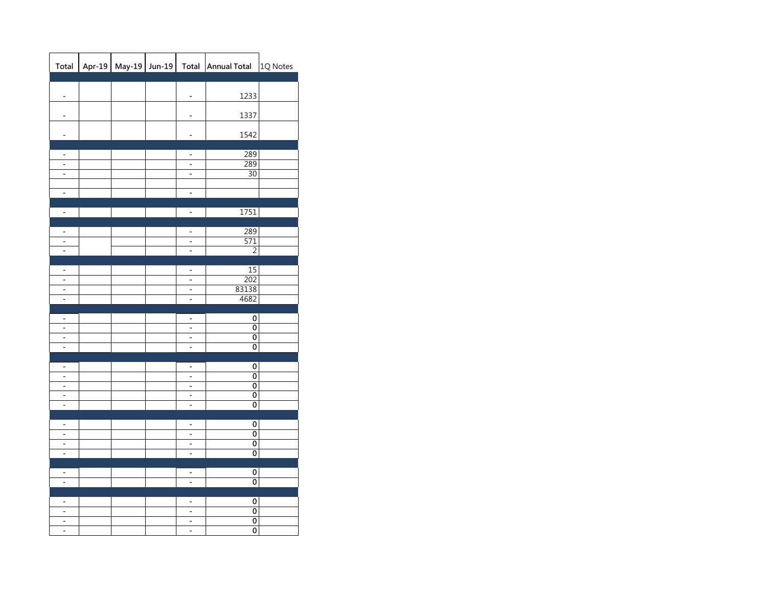| Total | Apr-19 | May-19 | Jun-19 | Total | Annual Total | 1Q Notes |
|---|---|---|---|---|---|---|
| | | | | | | |
| - | | | | - | 1233 | |
| - | | | | - | 1337 | |
| - | | | | - | 1542 | |
| | | | | | | |
| - | | | | - | 289 | |
| - | | | | - | 289 | |
| - | | | | - | 30 | |
| | | | | | | |
| - | | | | - | | |
| | | | | | | |
| - | | | | - | 1751 | |
| | | | | | | |
| - | | | | - | 289 | |
| - | | | | - | 571 | |
| - | | | | - | 2 | |
| | | | | | | |
| - | | | | - | 15 | |
| - | | | | - | 202 | |
| - | | | | - | 83138 | |
| - | | | | - | 4682 | |
| | | | | | | |
| - | | | | - | 0 | |
| - | | | | - | 0 | |
| - | | | | - | 0 | |
| - | | | | - | 0 | |
| | | | | | | |
| - | | | | - | 0 | |
| - | | | | - | 0 | |
| - | | | | - | 0 | |
| - | | | | - | 0 | |
| - | | | | - | 0 | |
| | | | | | | |
| - | | | | - | 0 | |
| - | | | | - | 0 | |
| - | | | | - | 0 | |
| - | | | | - | 0 | |
| | | | | | | |
| - | | | | - | 0 | |
| - | | | | - | 0 | |
| | | | | | | |
| - | | | | - | 0 | |
| - | | | | - | 0 | |
| - | | | | - | 0 | |
| - | | | | - | 0 | |